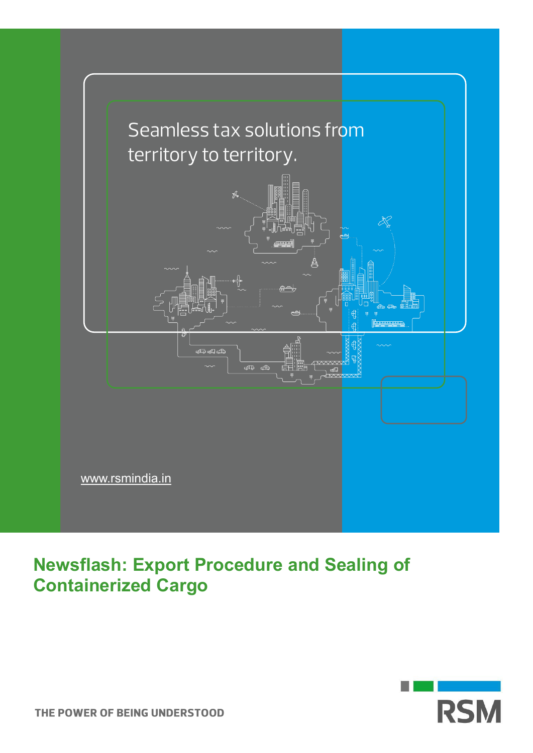Seamless tax solutions from territory to territory.

www.rsmindia.in

# Newsflash: Export Procedure and Sealing of Containerized Cargo

THE POWER OF BEING UNDERSTOOD

RSM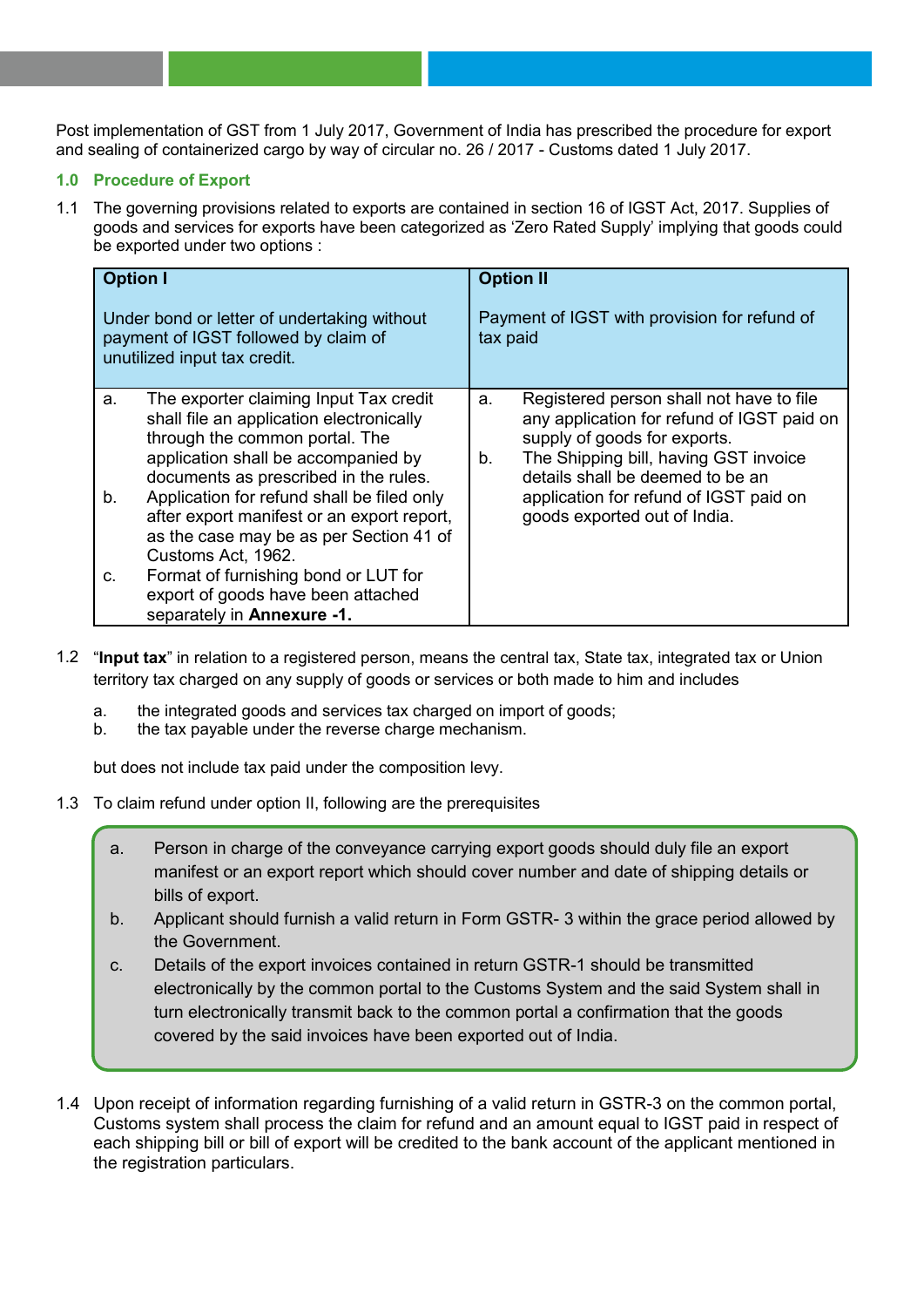Post implementation of GST from 1 July 2017, Government of India has prescribed the procedure for export and sealing of containerized cargo by way of circular no. 26 / 2017 - Customs dated 1 July 2017.

## 1.0 Procedure of Export

1.1 The governing provisions related to exports are contained in section 16 of IGST Act, 2017. Supplies of goods and services for exports have been categorized as 'Zero Rated Supply' implying that goods could be exported under two options :

| **Option I**<br><br>Under bond or letter of undertaking without payment of IGST followed by claim of unutilized input tax credit. | **Option II**<br><br>Payment of IGST with provision for refund of tax paid |
|---|---|
| a. The exporter claiming Input Tax credit shall file an application electronically through the common portal. The application shall be accompanied by documents as prescribed in the rules.<br>b. Application for refund shall be filed only after export manifest or an export report, as the case may be as per Section 41 of Customs Act, 1962.<br>c. Format of furnishing bond or LUT for export of goods have been attached separately in **Annexure -1.** | a. Registered person shall not have to file any application for refund of IGST paid on supply of goods for exports.<br>b. The Shipping bill, having GST invoice details shall be deemed to be an application for refund of IGST paid on goods exported out of India. |

1.2 "**Input tax**" in relation to a registered person, means the central tax, State tax, integrated tax or Union territory tax charged on any supply of goods or services or both made to him and includes

a. the integrated goods and services tax charged on import of goods;
b. the tax payable under the reverse charge mechanism.

but does not include tax paid under the composition levy.

1.3 To claim refund under option II, following are the prerequisites

a. Person in charge of the conveyance carrying export goods should duly file an export manifest or an export report which should cover number and date of shipping details or bills of export.
b. Applicant should furnish a valid return in Form GSTR- 3 within the grace period allowed by the Government.
c. Details of the export invoices contained in return GSTR-1 should be transmitted electronically by the common portal to the Customs System and the said System shall in turn electronically transmit back to the common portal a confirmation that the goods covered by the said invoices have been exported out of India.

1.4 Upon receipt of information regarding furnishing of a valid return in GSTR-3 on the common portal, Customs system shall process the claim for refund and an amount equal to IGST paid in respect of each shipping bill or bill of export will be credited to the bank account of the applicant mentioned in the registration particulars.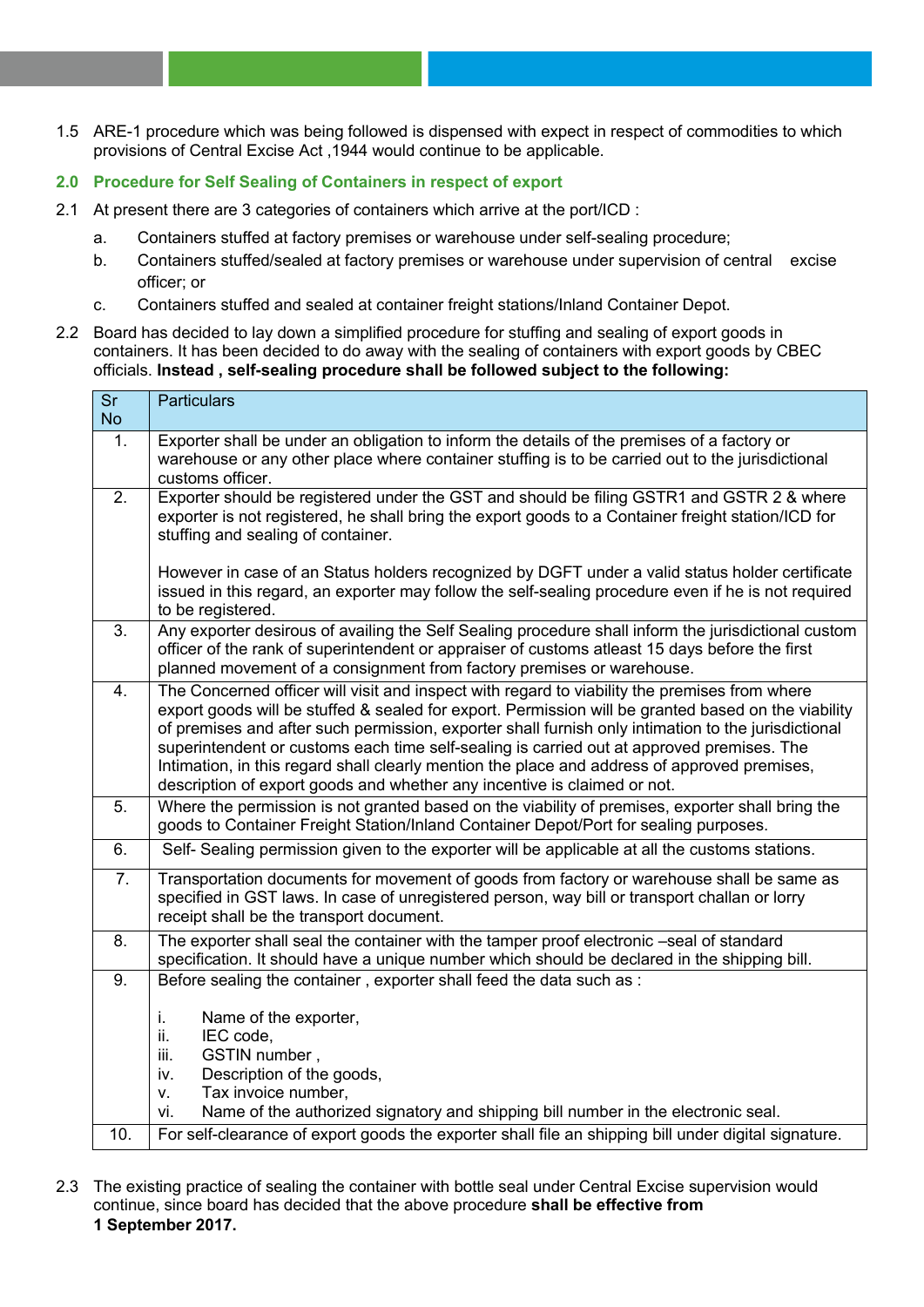1.5 ARE-1 procedure which was being followed is dispensed with expect in respect of commodities to which provisions of Central Excise Act ,1944 would continue to be applicable.

## 2.0 Procedure for Self Sealing of Containers in respect of export

2.1 At present there are 3 categories of containers which arrive at the port/ICD :

a. Containers stuffed at factory premises or warehouse under self-sealing procedure;

b. Containers stuffed/sealed at factory premises or warehouse under supervision of central excise officer; or

c. Containers stuffed and sealed at container freight stations/Inland Container Depot.

2.2 Board has decided to lay down a simplified procedure for stuffing and sealing of export goods in containers. It has been decided to do away with the sealing of containers with export goods by CBEC officials. **Instead , self-sealing procedure shall be followed subject to the following:**

| Sr No | Particulars |
|---|---|
| 1. | Exporter shall be under an obligation to inform the details of the premises of a factory or warehouse or any other place where container stuffing is to be carried out to the jurisdictional customs officer. |
| 2. | Exporter should be registered under the GST and should be filing GSTR1 and GSTR 2 & where exporter is not registered, he shall bring the export goods to a Container freight station/ICD for stuffing and sealing of container.<br><br>However in case of an Status holders recognized by DGFT under a valid status holder certificate issued in this regard, an exporter may follow the self-sealing procedure even if he is not required to be registered. |
| 3. | Any exporter desirous of availing the Self Sealing procedure shall inform the jurisdictional custom officer of the rank of superintendent or appraiser of customs atleast 15 days before the first planned movement of a consignment from factory premises or warehouse. |
| 4. | The Concerned officer will visit and inspect with regard to viability the premises from where export goods will be stuffed & sealed for export. Permission will be granted based on the viability of premises and after such permission, exporter shall furnish only intimation to the jurisdictional superintendent or customs each time self-sealing is carried out at approved premises. The Intimation, in this regard shall clearly mention the place and address of approved premises, description of export goods and whether any incentive is claimed or not. |
| 5. | Where the permission is not granted based on the viability of premises, exporter shall bring the goods to Container Freight Station/Inland Container Depot/Port for sealing purposes. |
| 6. | Self- Sealing permission given to the exporter will be applicable at all the customs stations. |
| 7. | Transportation documents for movement of goods from factory or warehouse shall be same as specified in GST laws. In case of unregistered person, way bill or transport challan or lorry receipt shall be the transport document. |
| 8. | The exporter shall seal the container with the tamper proof electronic –seal of standard specification. It should have a unique number which should be declared in the shipping bill. |
| 9. | Before sealing the container , exporter shall feed the data such as :<br><br>i. Name of the exporter,<br>ii. IEC code,<br>iii. GSTIN number ,<br>iv. Description of the goods,<br>v. Tax invoice number,<br>vi. Name of the authorized signatory and shipping bill number in the electronic seal. |
| 10. | For self-clearance of export goods the exporter shall file an shipping bill under digital signature. |

2.3 The existing practice of sealing the container with bottle seal under Central Excise supervision would continue, since board has decided that the above procedure **shall be effective from 1 September 2017.**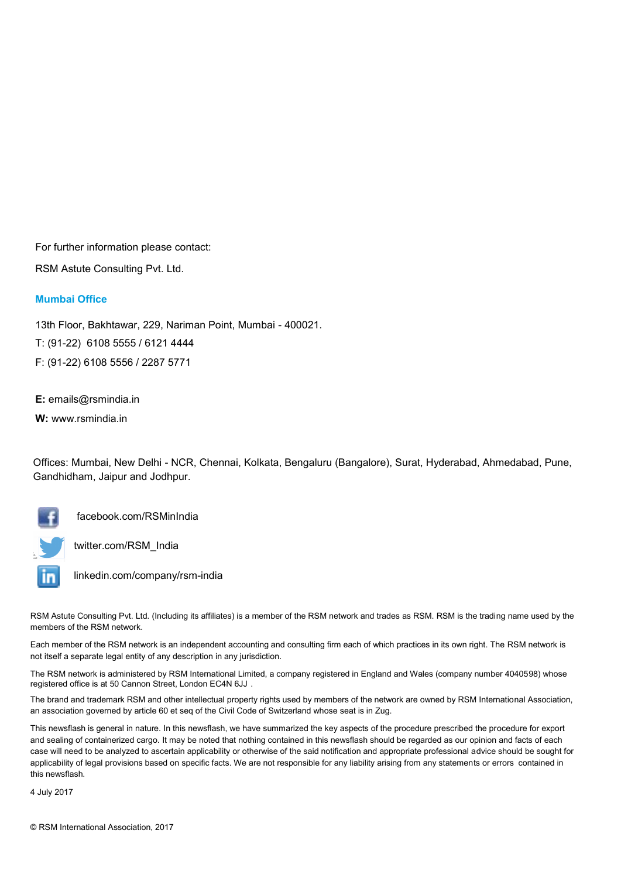For further information please contact:

RSM Astute Consulting Pvt. Ltd.

### Mumbai Office

13th Floor, Bakhtawar, 229, Nariman Point, Mumbai - 400021.

T: (91-22) 6108 5555 / 6121 4444

F: (91-22) 6108 5556 / 2287 5771

**E:** emails@rsmindia.in

**W:** www.rsmindia.in

Offices: Mumbai, New Delhi - NCR, Chennai, Kolkata, Bengaluru (Bangalore), Surat, Hyderabad, Ahmedabad, Pune, Gandhidham, Jaipur and Jodhpur.

facebook.com/RSMinIndia

twitter.com/RSM_India

linkedin.com/company/rsm-india

RSM Astute Consulting Pvt. Ltd. (Including its affiliates) is a member of the RSM network and trades as RSM. RSM is the trading name used by the members of the RSM network.

Each member of the RSM network is an independent accounting and consulting firm each of which practices in its own right. The RSM network is not itself a separate legal entity of any description in any jurisdiction.

The RSM network is administered by RSM International Limited, a company registered in England and Wales (company number 4040598) whose registered office is at 50 Cannon Street, London EC4N 6JJ .

The brand and trademark RSM and other intellectual property rights used by members of the network are owned by RSM International Association, an association governed by article 60 et seq of the Civil Code of Switzerland whose seat is in Zug.

This newsflash is general in nature. In this newsflash, we have summarized the key aspects of the procedure prescribed the procedure for export and sealing of containerized cargo. It may be noted that nothing contained in this newsflash should be regarded as our opinion and facts of each case will need to be analyzed to ascertain applicability or otherwise of the said notification and appropriate professional advice should be sought for applicability of legal provisions based on specific facts. We are not responsible for any liability arising from any statements or errors contained in this newsflash.

4 July 2017

© RSM International Association, 2017